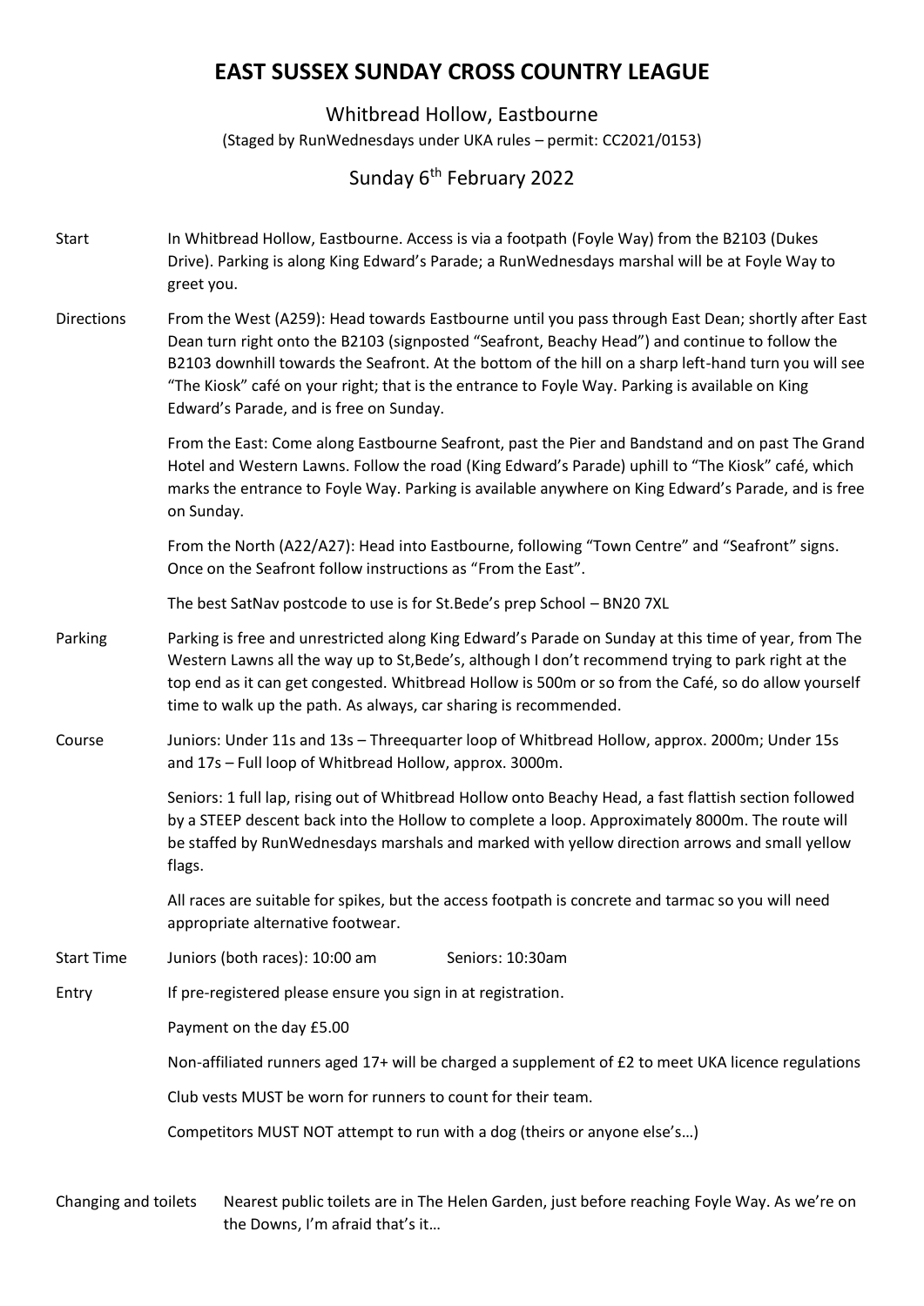# EAST SUSSEX SUNDAY CROSS COUNTRY LEAGUE

Whitbread Hollow, Eastbourne

(Staged by RunWednesdays under UKA rules – permit: CC2021/0153)

Sunday 6th February 2022

**Start**

In Whitbread Hollow, Eastbourne. Access is via a footpath (Foyle Way) from the B2103 (Dukes Drive). Parking is along King Edward's Parade; a RunWednesdays marshal will be at Foyle Way to greet you.

**Directions**

From the West (A259): Head towards Eastbourne until you pass through East Dean; shortly after East Dean turn right onto the B2103 (signposted "Seafront, Beachy Head") and continue to follow the B2103 downhill towards the Seafront. At the bottom of the hill on a sharp left-hand turn you will see "The Kiosk" café on your right; that is the entrance to Foyle Way. Parking is available on King Edward's Parade, and is free on Sunday.

From the East: Come along Eastbourne Seafront, past the Pier and Bandstand and on past The Grand Hotel and Western Lawns. Follow the road (King Edward's Parade) uphill to "The Kiosk" café, which marks the entrance to Foyle Way. Parking is available anywhere on King Edward's Parade, and is free on Sunday.

From the North (A22/A27): Head into Eastbourne, following "Town Centre" and "Seafront" signs. Once on the Seafront follow instructions as "From the East".

The best SatNav postcode to use is for St.Bede's prep School – BN20 7XL

**Parking**

Parking is free and unrestricted along King Edward's Parade on Sunday at this time of year, from The Western Lawns all the way up to St,Bede's, although I don't recommend trying to park right at the top end as it can get congested. Whitbread Hollow is 500m or so from the Café, so do allow yourself time to walk up the path. As always, car sharing is recommended.

**Course**

Juniors: Under 11s and 13s – Threequarter loop of Whitbread Hollow, approx. 2000m; Under 15s and 17s – Full loop of Whitbread Hollow, approx. 3000m.

Seniors: 1 full lap, rising out of Whitbread Hollow onto Beachy Head, a fast flattish section followed by a STEEP descent back into the Hollow to complete a loop. Approximately 8000m. The route will be staffed by RunWednesdays marshals and marked with yellow direction arrows and small yellow flags.

All races are suitable for spikes, but the access footpath is concrete and tarmac so you will need appropriate alternative footwear.

**Start Time**

Juniors (both races): 10:00 am    Seniors: 10:30am

**Entry**

If pre-registered please ensure you sign in at registration.

Payment on the day £5.00

Non-affiliated runners aged 17+ will be charged a supplement of £2 to meet UKA licence regulations

Club vests MUST be worn for runners to count for their team.

Competitors MUST NOT attempt to run with a dog (theirs or anyone else's…)

**Changing and toilets**

Nearest public toilets are in The Helen Garden, just before reaching Foyle Way. As we're on the Downs, I'm afraid that's it…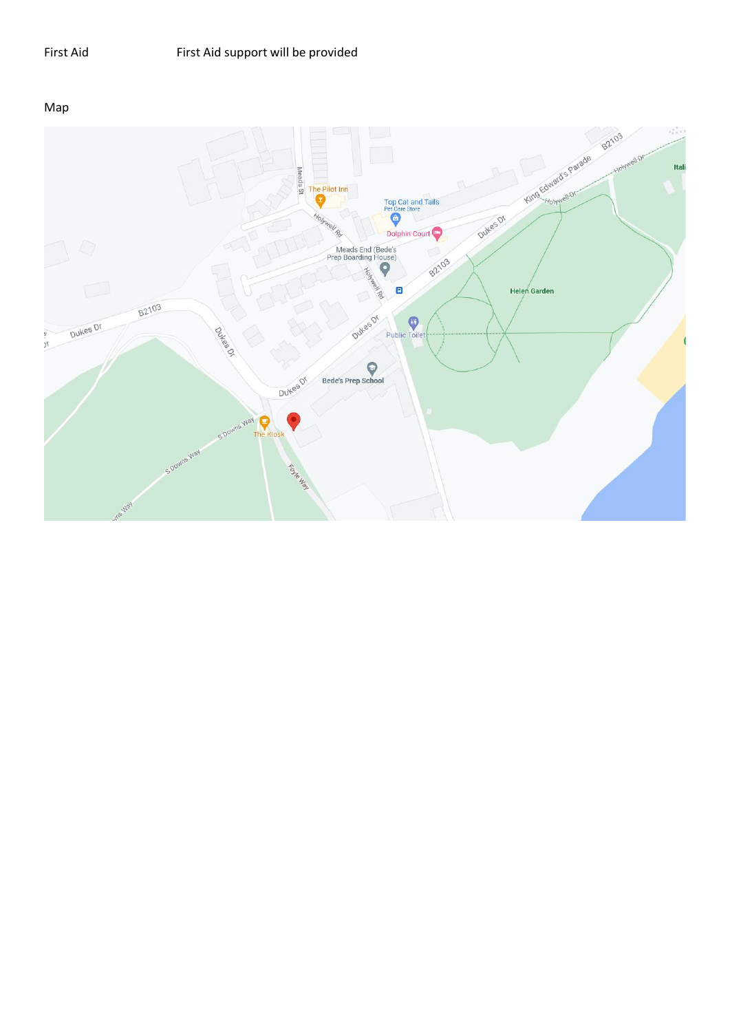First Aid First Aid support will be provided

Map